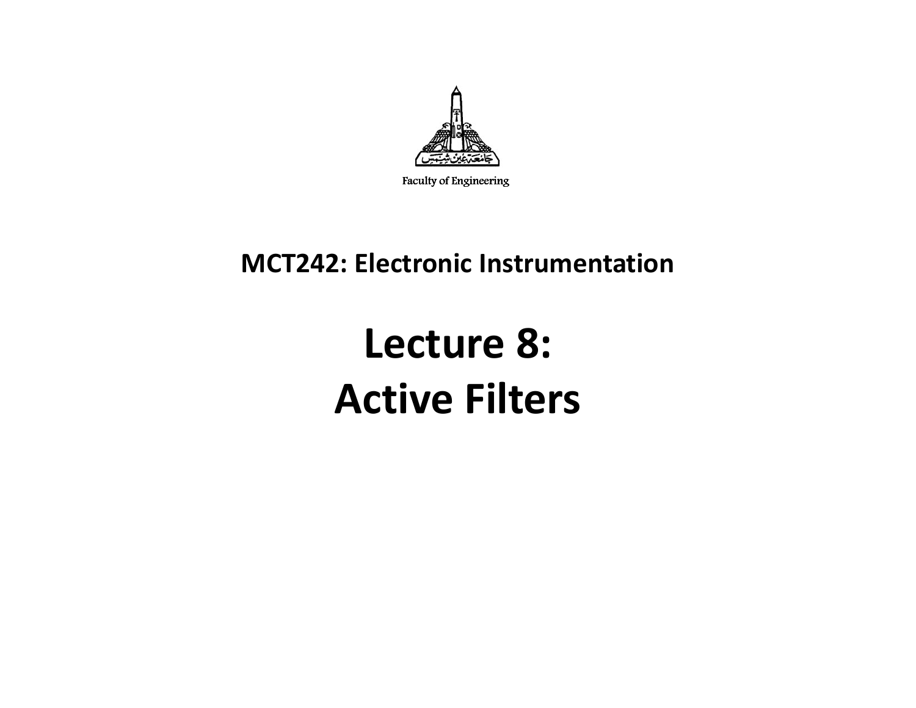Faculty of Engineering

## MCT242: Electronic Instrumentation

# Lecture 8:
# Active Filters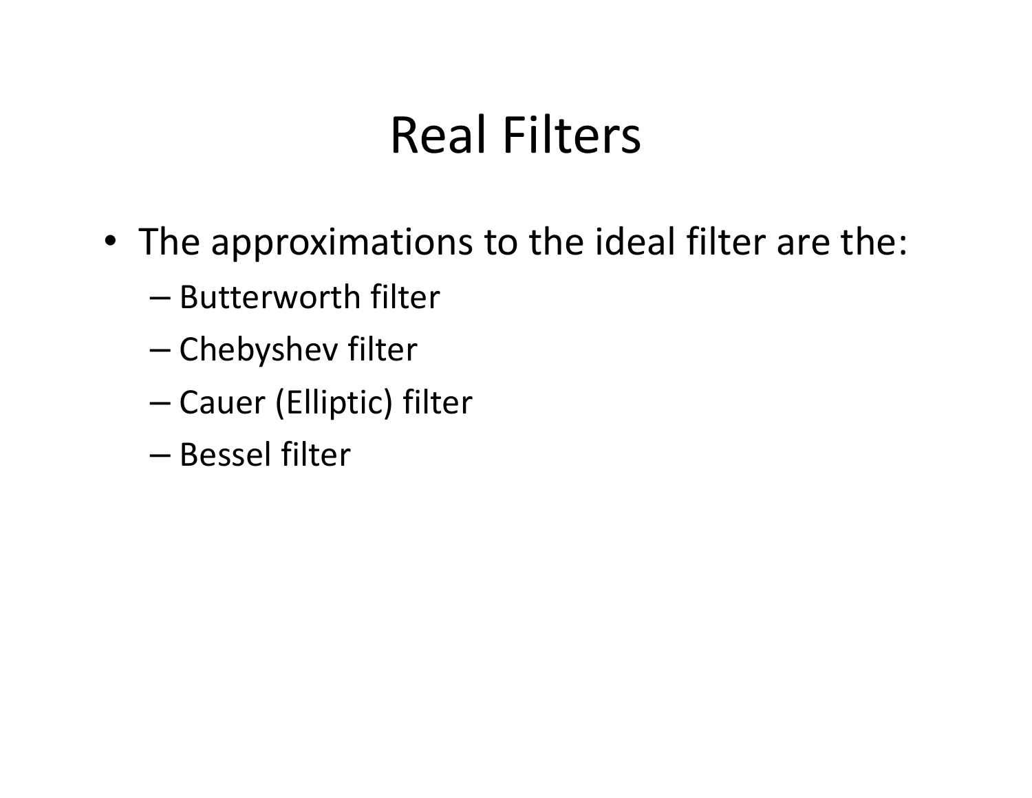# Real Filters

- The approximations to the ideal filter are the:
  - Butterworth filter
  - Chebyshev filter
  - Cauer (Elliptic) filter
  - Bessel filter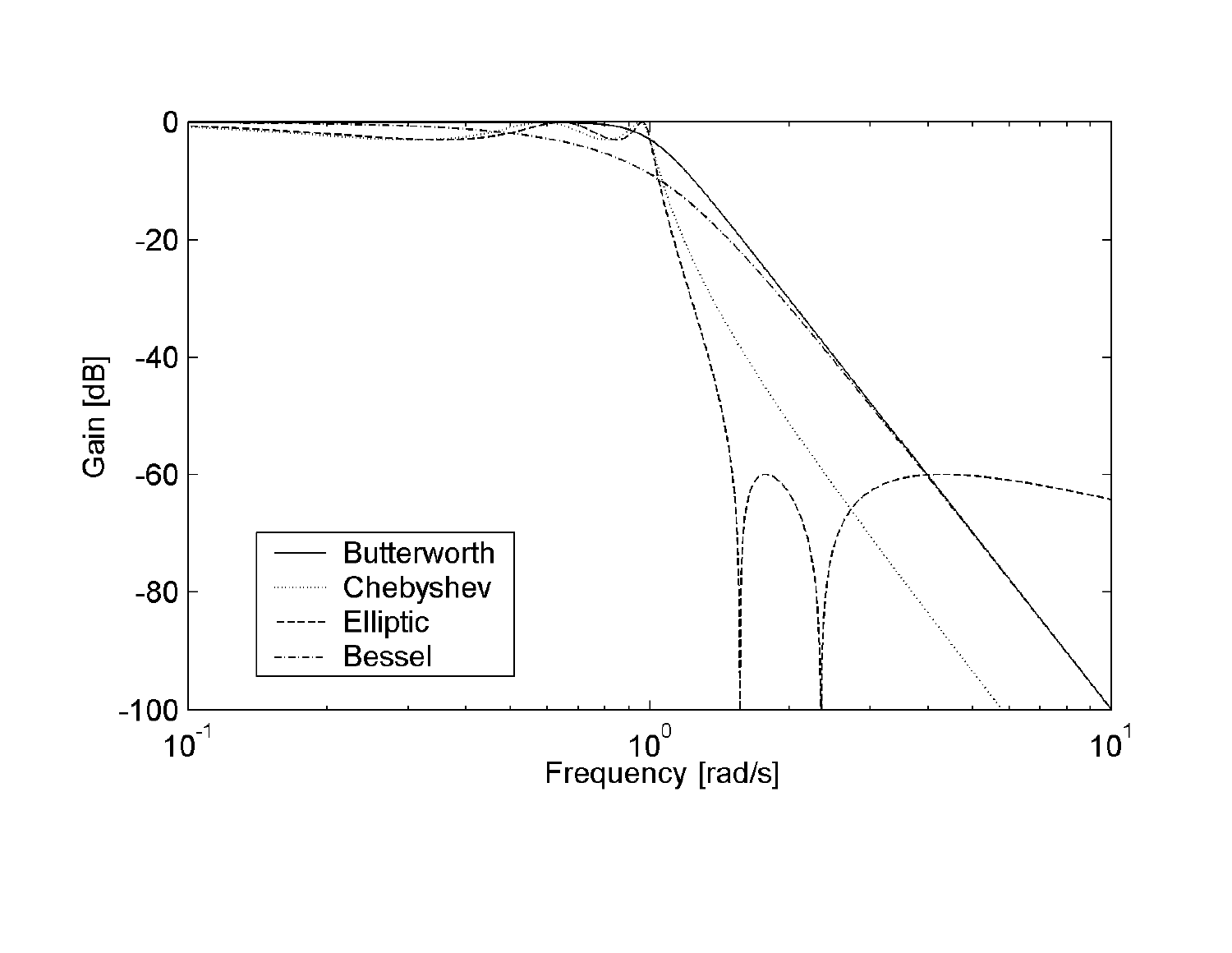Gain [dB]

Frequency [rad/s]

- Butterworth
- Chebyshev
- Elliptic
- Bessel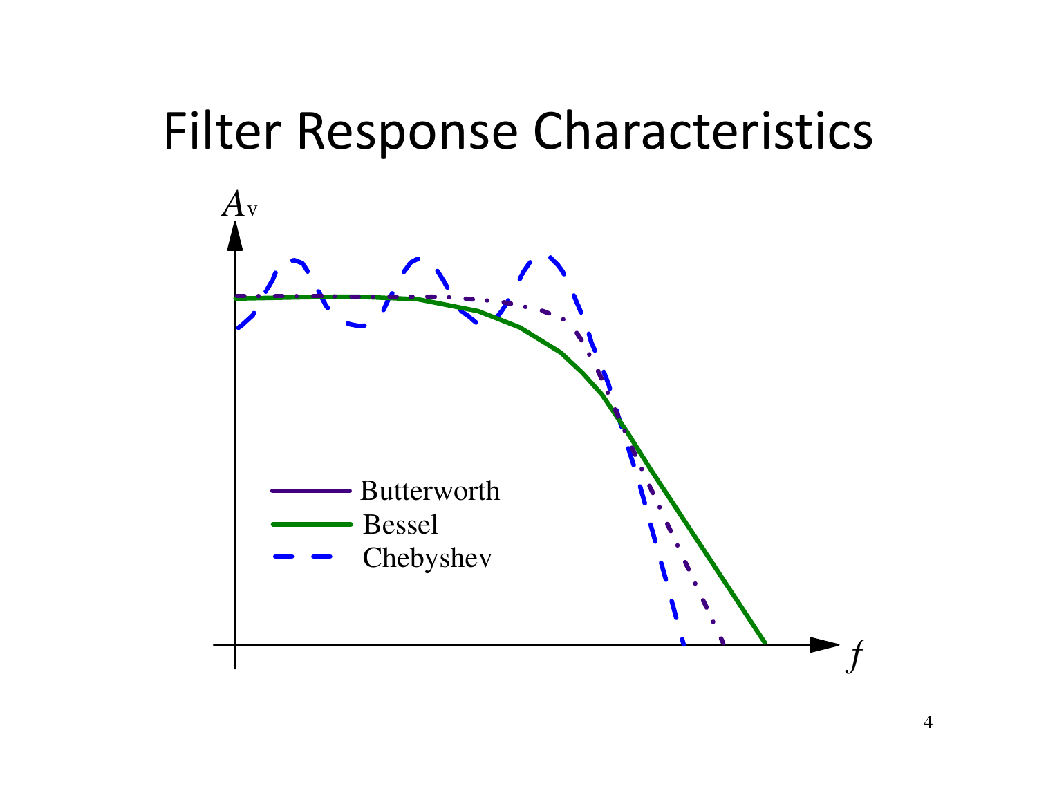# Filter Response Characteristics

$A_v$

- Butterworth
- Bessel
- Chebyshev

$f$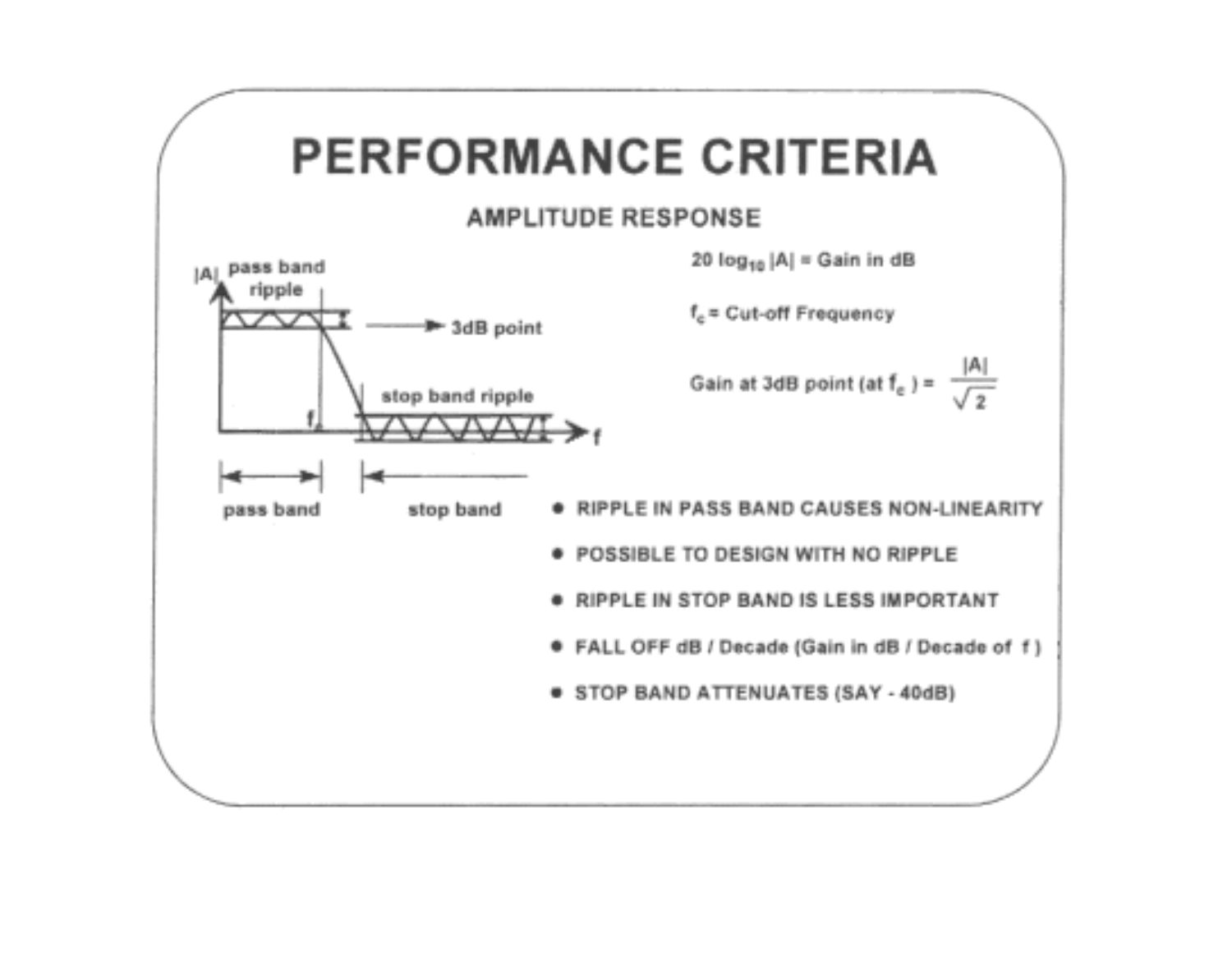# PERFORMANCE CRITERIA

## AMPLITUDE RESPONSE

$20 \log_{10} |A|$ = Gain in dB

$f_c$ = Cut-off Frequency

Gain at 3dB point (at $f_c$) = $\frac{|A|}{\sqrt{2}}$

- RIPPLE IN PASS BAND CAUSES NON-LINEARITY
- POSSIBLE TO DESIGN WITH NO RIPPLE
- RIPPLE IN STOP BAND IS LESS IMPORTANT
- FALL OFF dB / Decade (Gain in dB / Decade of f)
- STOP BAND ATTENUATES (SAY - 40dB)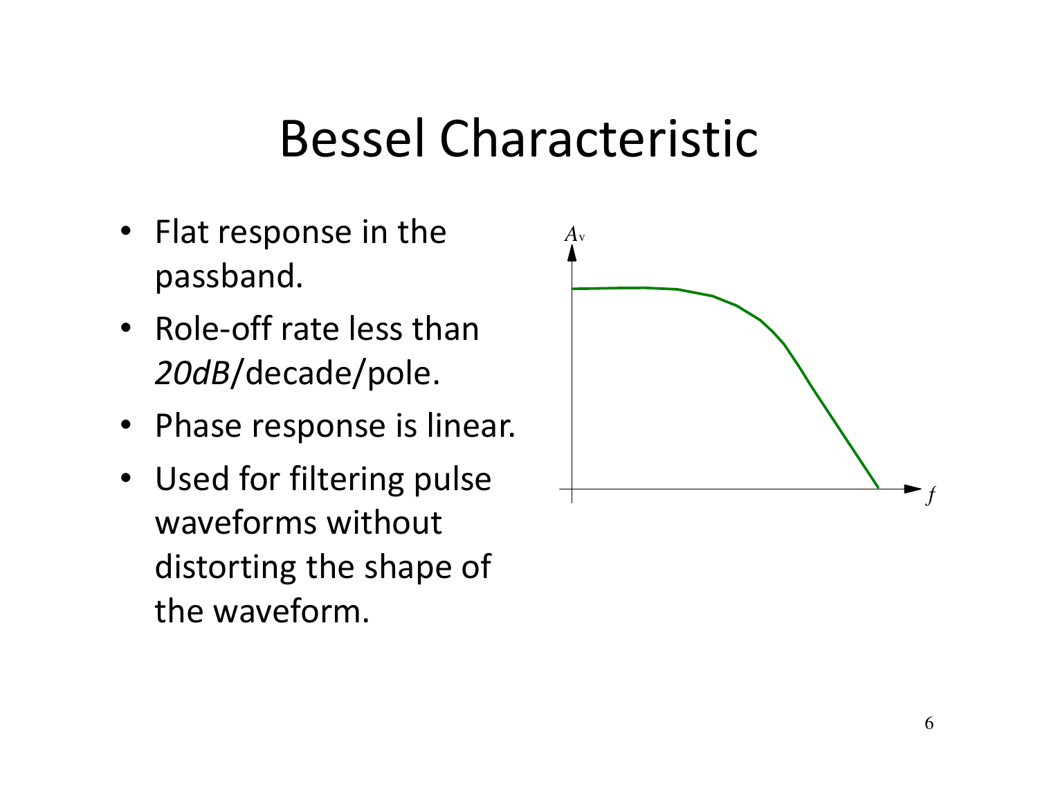# Bessel Characteristic

- Flat response in the passband.
- Role-off rate less than *20dB*/decade/pole.
- Phase response is linear.
- Used for filtering pulse waveforms without distorting the shape of the waveform.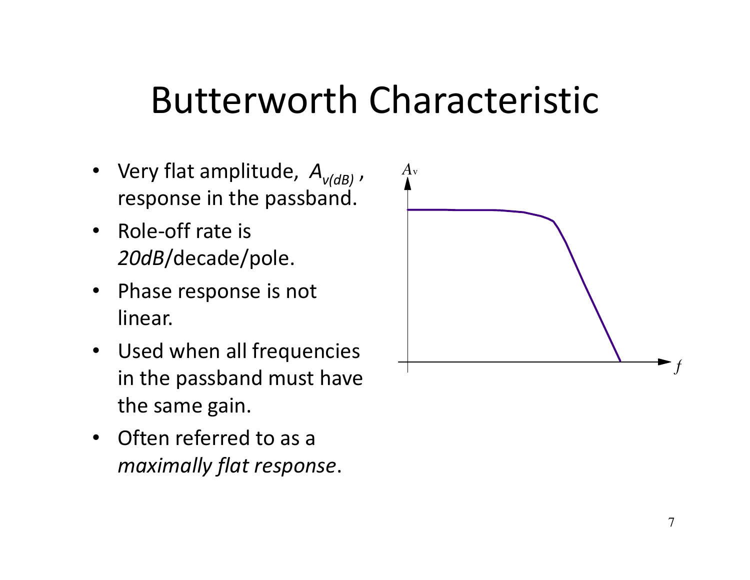# Butterworth Characteristic

- Very flat amplitude, $A_{v(dB)}$ , response in the passband.
- Role-off rate is *20dB*/decade/pole.
- Phase response is not linear.
- Used when all frequencies in the passband must have the same gain.
- Often referred to as a *maximally flat response*.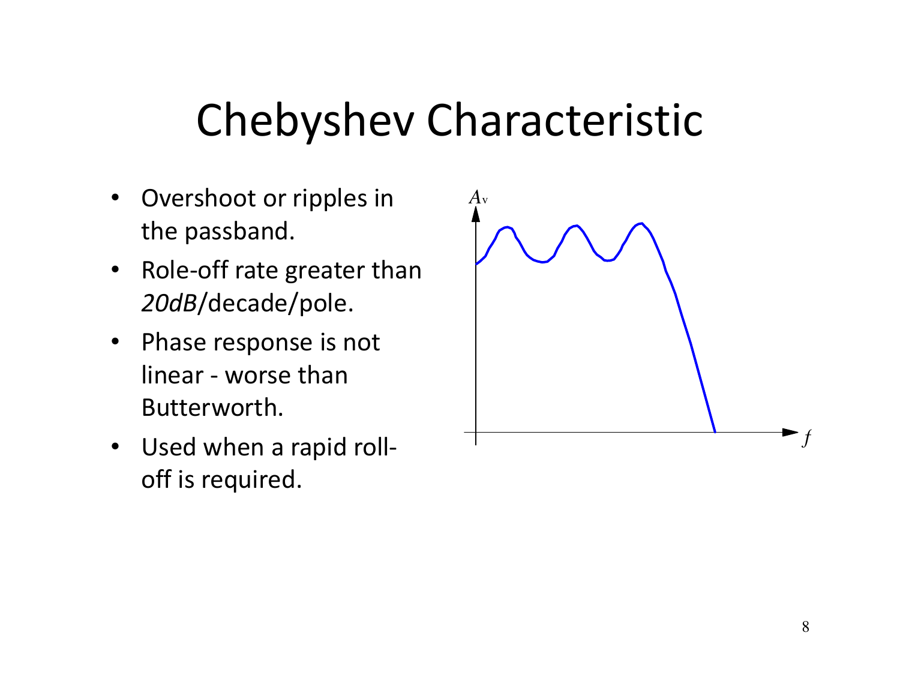# Chebyshev Characteristic

- Overshoot or ripples in the passband.
- Role-off rate greater than *20dB*/decade/pole.
- Phase response is not linear - worse than Butterworth.
- Used when a rapid roll-off is required.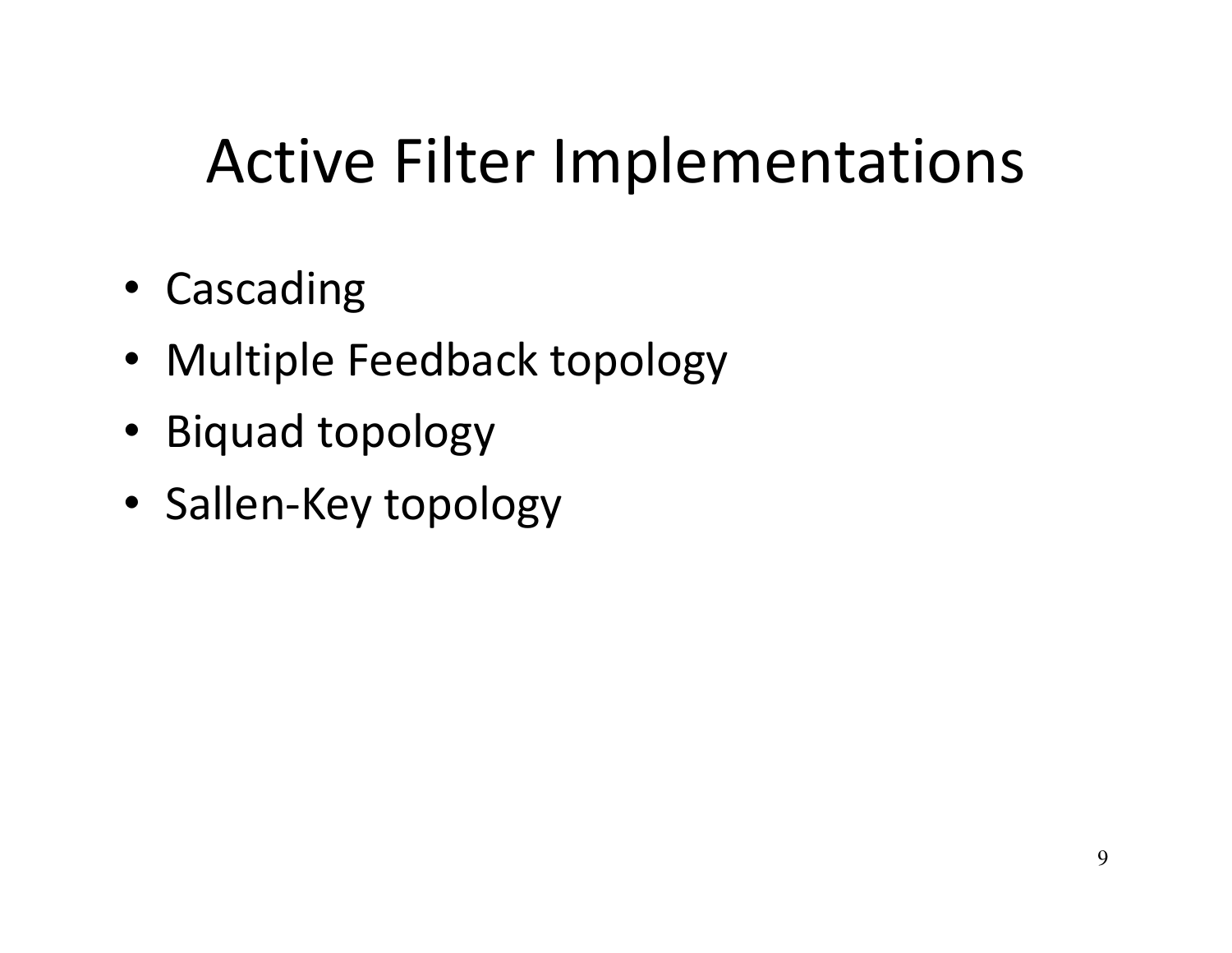# Active Filter Implementations

- Cascading
- Multiple Feedback topology
- Biquad topology
- Sallen-Key topology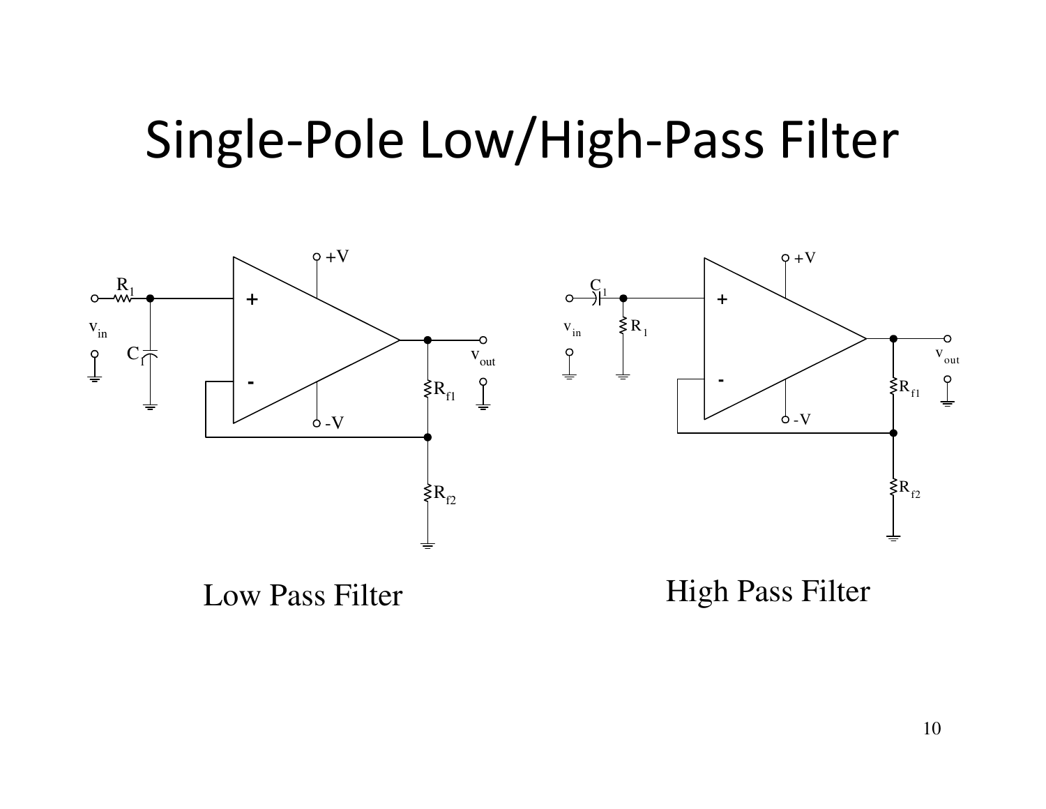# Single-Pole Low/High-Pass Filter

Low Pass Filter

High Pass Filter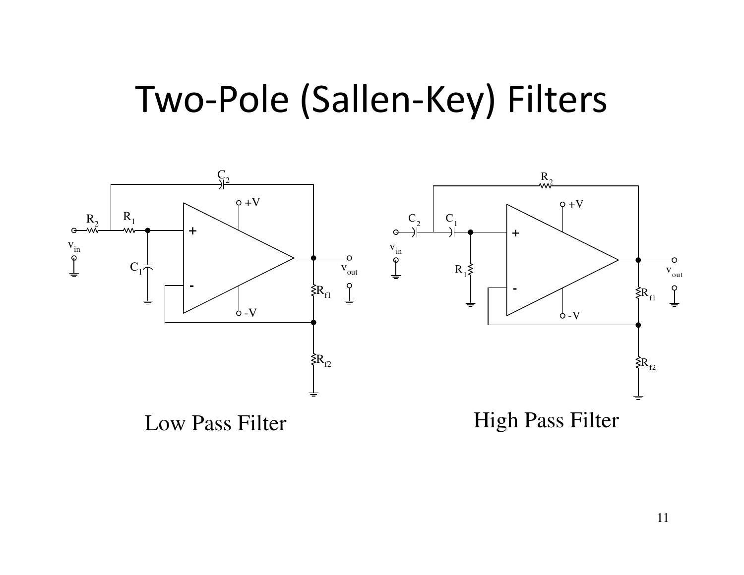# Two-Pole (Sallen-Key) Filters

Low Pass Filter

High Pass Filter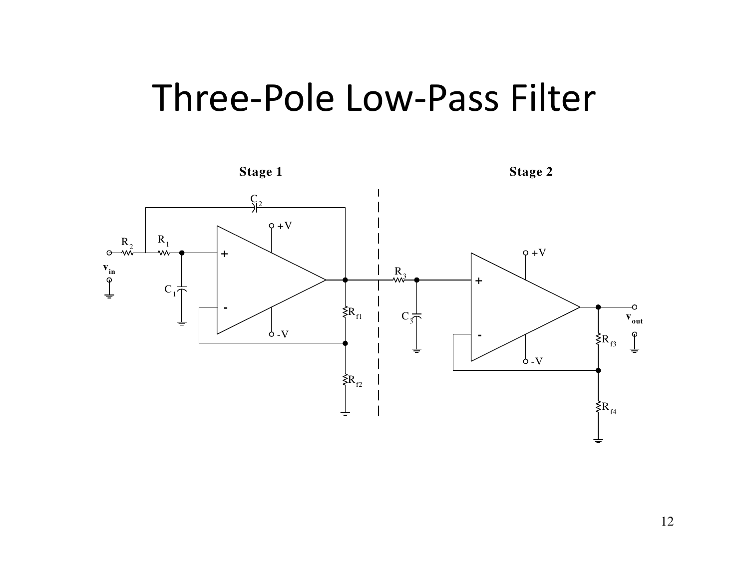# Three-Pole Low-Pass Filter

**Stage 1**

**Stage 2**

$C_2$

$R_2$

$R_1$

$+V$

$-V$

$v_{in}$

$C_1$

$R_{f1}$

$R_{f2}$

$R_3$

$C_3$

$+V$

$-V$

$R_{f3}$

$R_{f4}$

$v_{out}$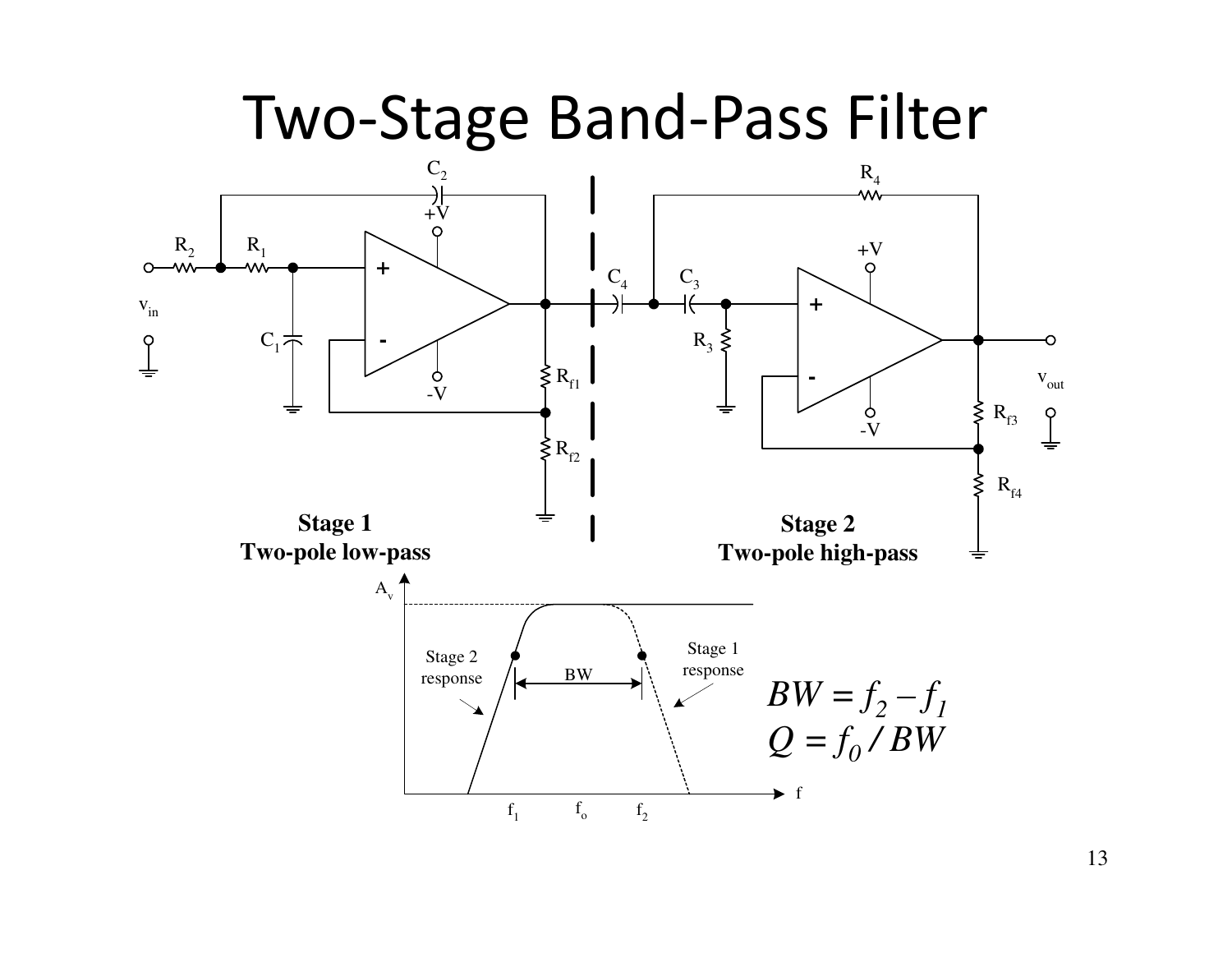# Two-Stage Band-Pass Filter

**Stage 1**
**Two-pole low-pass**

**Stage 2**
**Two-pole high-pass**

$$BW = f_2 - f_1$$
$$Q = f_0 / BW$$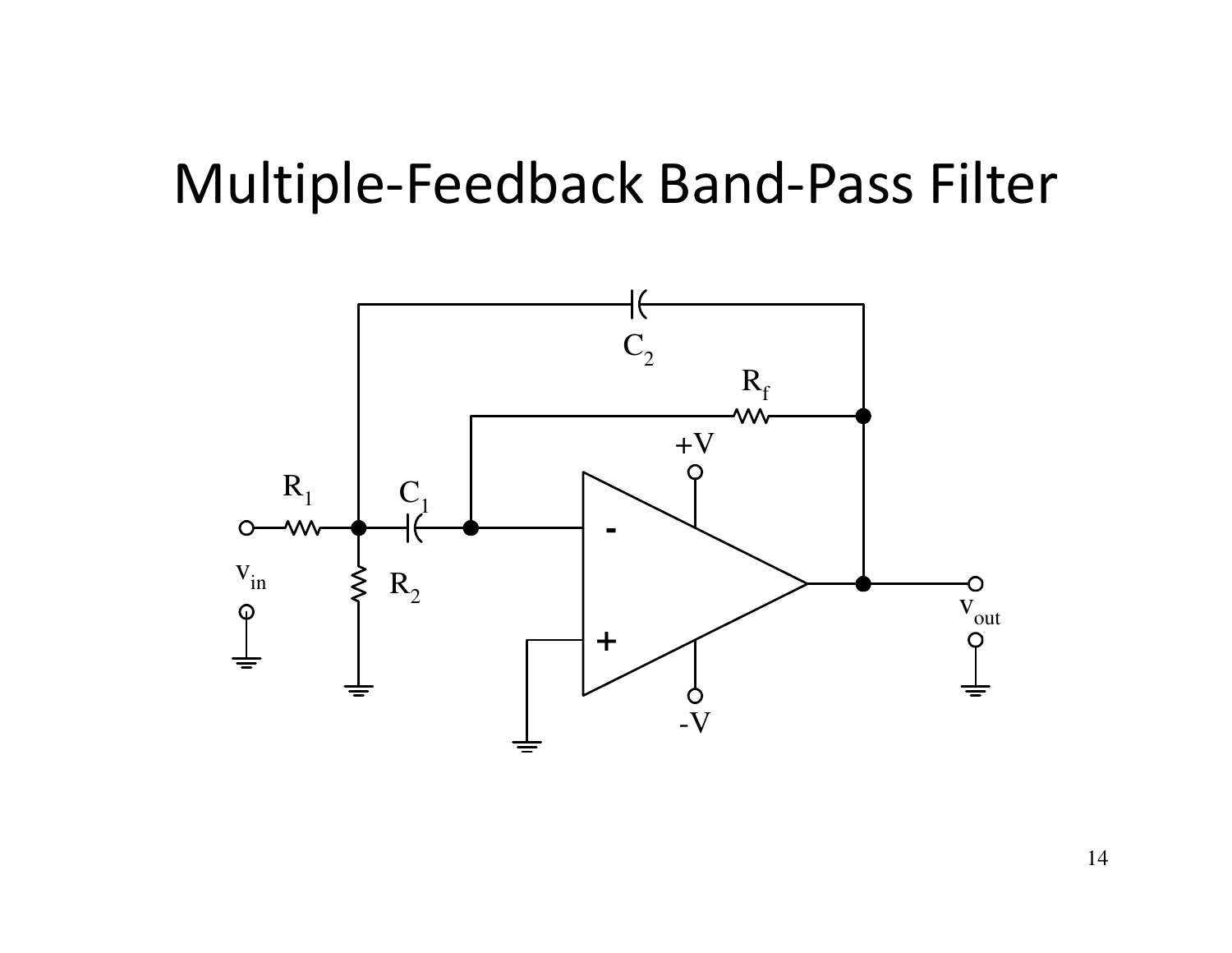# Multiple-Feedback Band-Pass Filter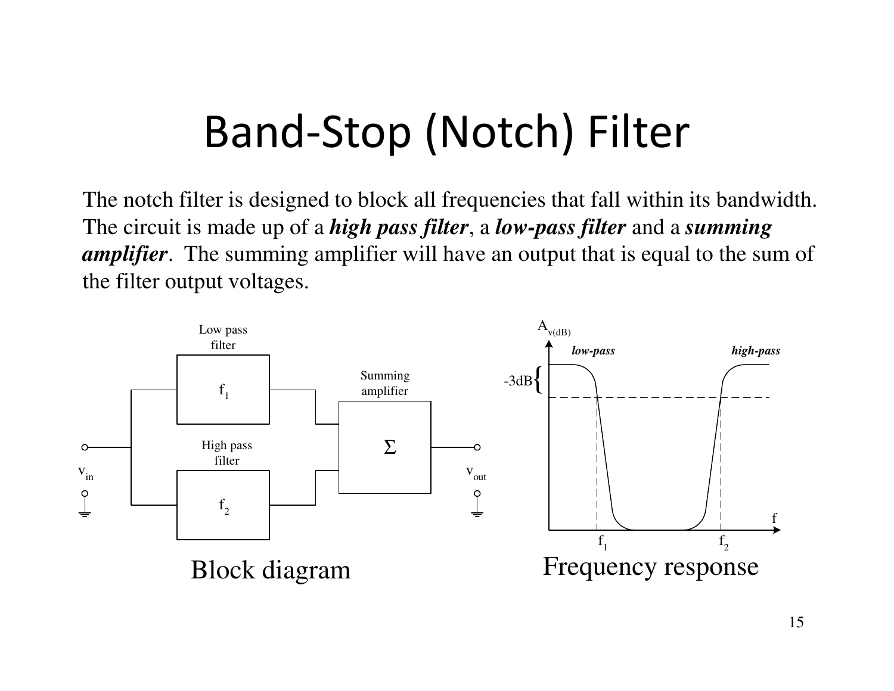# Band-Stop (Notch) Filter

The notch filter is designed to block all frequencies that fall within its bandwidth. The circuit is made up of a ***high pass filter***, a ***low-pass filter*** and a ***summing amplifier***. The summing amplifier will have an output that is equal to the sum of the filter output voltages.

Block diagram

Frequency response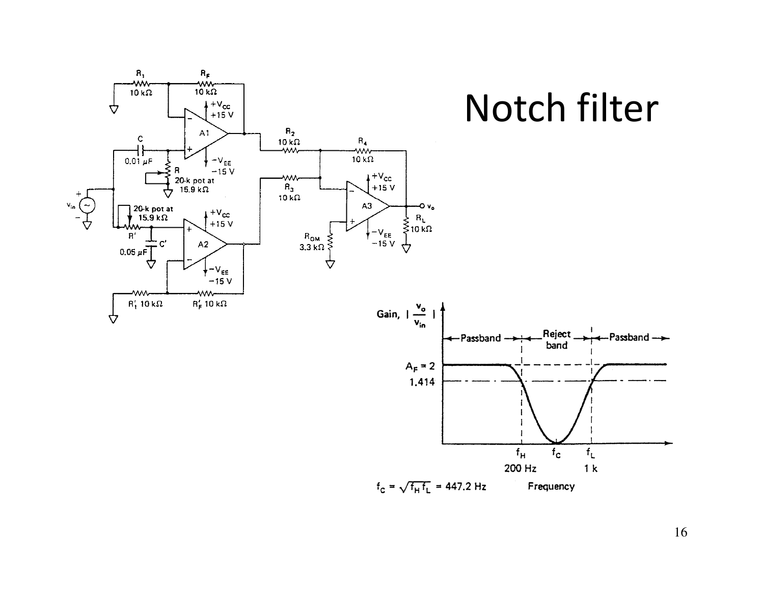# Notch filter

R₁ 10 kΩ

$R_F$ 10 kΩ

$+V_{CC}$ +15 V

A1

$-V_{EE}$ −15 V

C 0.01 μF

R 20-k pot at 15.9 kΩ

$R_2$ 10 kΩ

$R_4$ 10 kΩ

$R_3$ 10 kΩ

A3

$R_{OM}$ 3.3 kΩ

$R_L$ 10 kΩ

$v_o$

$v_{in}$

20-k pot at 15.9 kΩ

R′

C′ 0.05 μF

A2

$R_1'$ 10 kΩ

$R_F'$ 10 kΩ

Gain, $\left|\frac{v_o}{v_{in}}\right|$

Passband

Reject band

Passband

$A_F = 2$

1.414

$f_H$ 200 Hz

$f_C$

$f_L$ 1 k

$f_C = \sqrt{f_H f_L} = 447.2$ Hz

Frequency